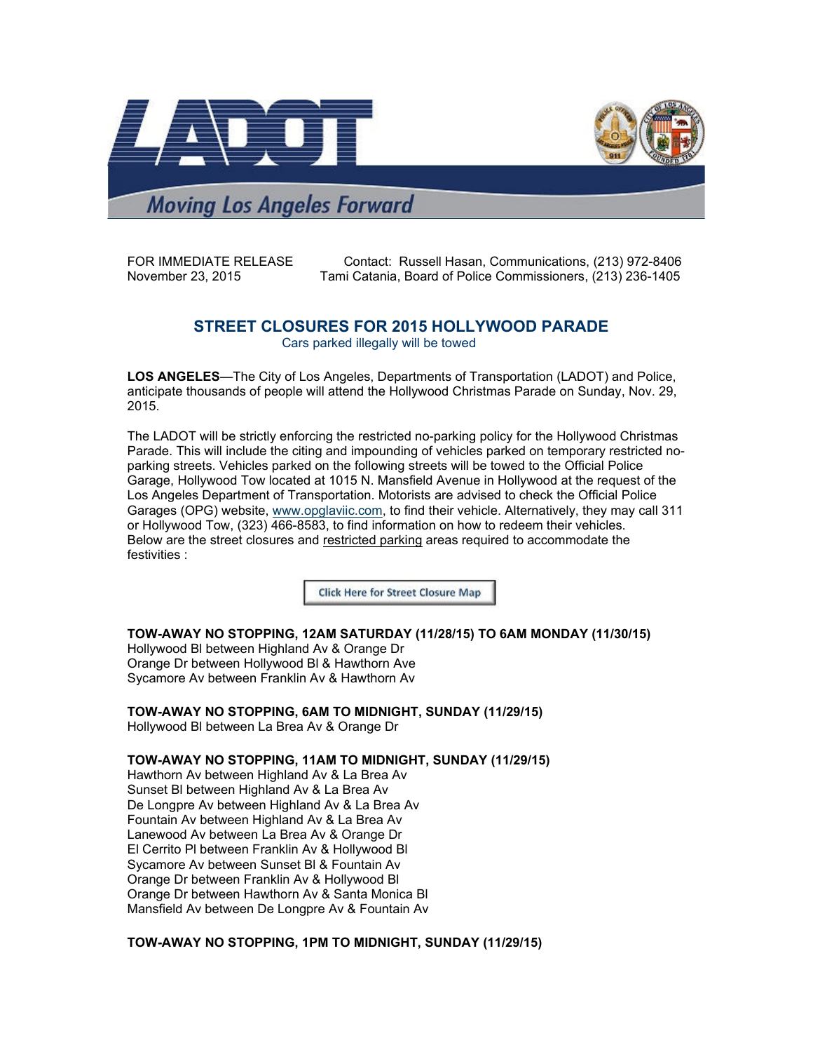FOR IMMEDIATE RELEASE
November 23, 2015

Contact: Russell Hasan, Communications, (213) 972-8406
Tami Catania, Board of Police Commissioners, (213) 236-1405

## STREET CLOSURES FOR 2015 HOLLYWOOD PARADE

Cars parked illegally will be towed

**LOS ANGELES**—The City of Los Angeles, Departments of Transportation (LADOT) and Police, anticipate thousands of people will attend the Hollywood Christmas Parade on Sunday, Nov. 29, 2015.

The LADOT will be strictly enforcing the restricted no-parking policy for the Hollywood Christmas Parade. This will include the citing and impounding of vehicles parked on temporary restricted no-parking streets. Vehicles parked on the following streets will be towed to the Official Police Garage, Hollywood Tow located at 1015 N. Mansfield Avenue in Hollywood at the request of the Los Angeles Department of Transportation. Motorists are advised to check the Official Police Garages (OPG) website, www.opglaviic.com, to find their vehicle. Alternatively, they may call 311 or Hollywood Tow, (323) 466-8583, to find information on how to redeem their vehicles. Below are the street closures and restricted parking areas required to accommodate the festivities :

Click Here for Street Closure Map

**TOW-AWAY NO STOPPING, 12AM SATURDAY (11/28/15) TO 6AM MONDAY (11/30/15)**
Hollywood Bl between Highland Av & Orange Dr
Orange Dr between Hollywood Bl & Hawthorn Ave
Sycamore Av between Franklin Av & Hawthorn Av

**TOW-AWAY NO STOPPING, 6AM TO MIDNIGHT, SUNDAY (11/29/15)**
Hollywood Bl between La Brea Av & Orange Dr

**TOW-AWAY NO STOPPING, 11AM TO MIDNIGHT, SUNDAY (11/29/15)**
Hawthorn Av between Highland Av & La Brea Av
Sunset Bl between Highland Av & La Brea Av
De Longpre Av between Highland Av & La Brea Av
Fountain Av between Highland Av & La Brea Av
Lanewood Av between La Brea Av & Orange Dr
El Cerrito Pl between Franklin Av & Hollywood Bl
Sycamore Av between Sunset Bl & Fountain Av
Orange Dr between Franklin Av & Hollywood Bl
Orange Dr between Hawthorn Av & Santa Monica Bl
Mansfield Av between De Longpre Av & Fountain Av

**TOW-AWAY NO STOPPING, 1PM TO MIDNIGHT, SUNDAY (11/29/15)**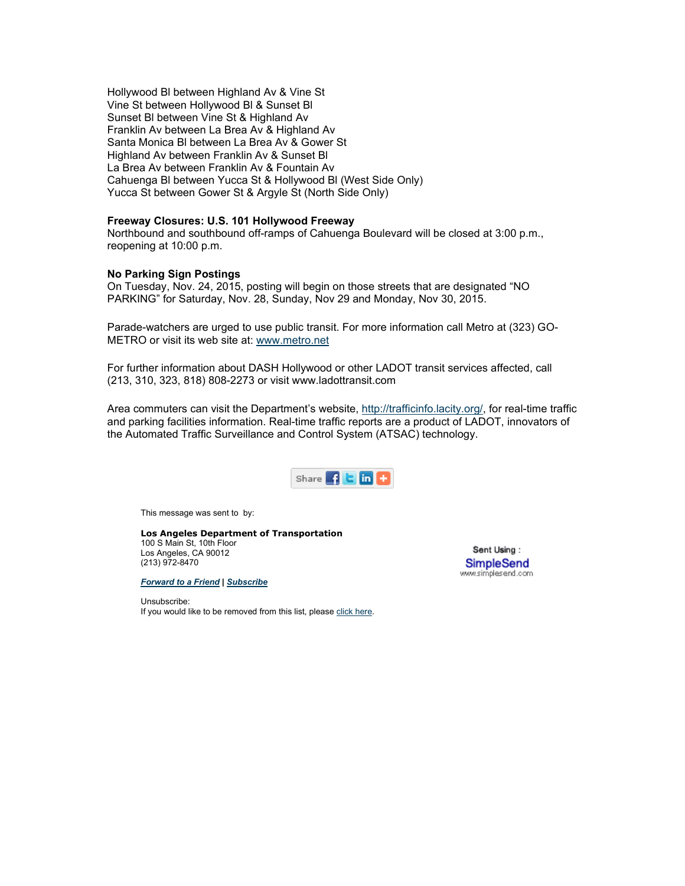Hollywood Bl between Highland Av & Vine St
Vine St between Hollywood Bl & Sunset Bl
Sunset Bl between Vine St & Highland Av
Franklin Av between La Brea Av & Highland Av
Santa Monica Bl between La Brea Av & Gower St
Highland Av between Franklin Av & Sunset Bl
La Brea Av between Franklin Av & Fountain Av
Cahuenga Bl between Yucca St & Hollywood Bl (West Side Only)
Yucca St between Gower St & Argyle St (North Side Only)

**Freeway Closures: U.S. 101 Hollywood Freeway**
Northbound and southbound off-ramps of Cahuenga Boulevard will be closed at 3:00 p.m., reopening at 10:00 p.m.

**No Parking Sign Postings**
On Tuesday, Nov. 24, 2015, posting will begin on those streets that are designated "NO PARKING" for Saturday, Nov. 28, Sunday, Nov 29 and Monday, Nov 30, 2015.

Parade-watchers are urged to use public transit. For more information call Metro at (323) GO-METRO or visit its web site at: www.metro.net

For further information about DASH Hollywood or other LADOT transit services affected, call (213, 310, 323, 818) 808-2273 or visit www.ladottransit.com

Area commuters can visit the Department's website, http://trafficinfo.lacity.org/, for real-time traffic and parking facilities information. Real-time traffic reports are a product of LADOT, innovators of the Automated Traffic Surveillance and Control System (ATSAC) technology.

Share

This message was sent to by:

**Los Angeles Department of Transportation**
100 S Main St, 10th Floor
Los Angeles, CA 90012
(213) 972-8470

***Forward to a Friend*** | ***Subscribe***

Sent Using : SimpleSend www.simplesend.com

Unsubscribe:
If you would like to be removed from this list, please click here.